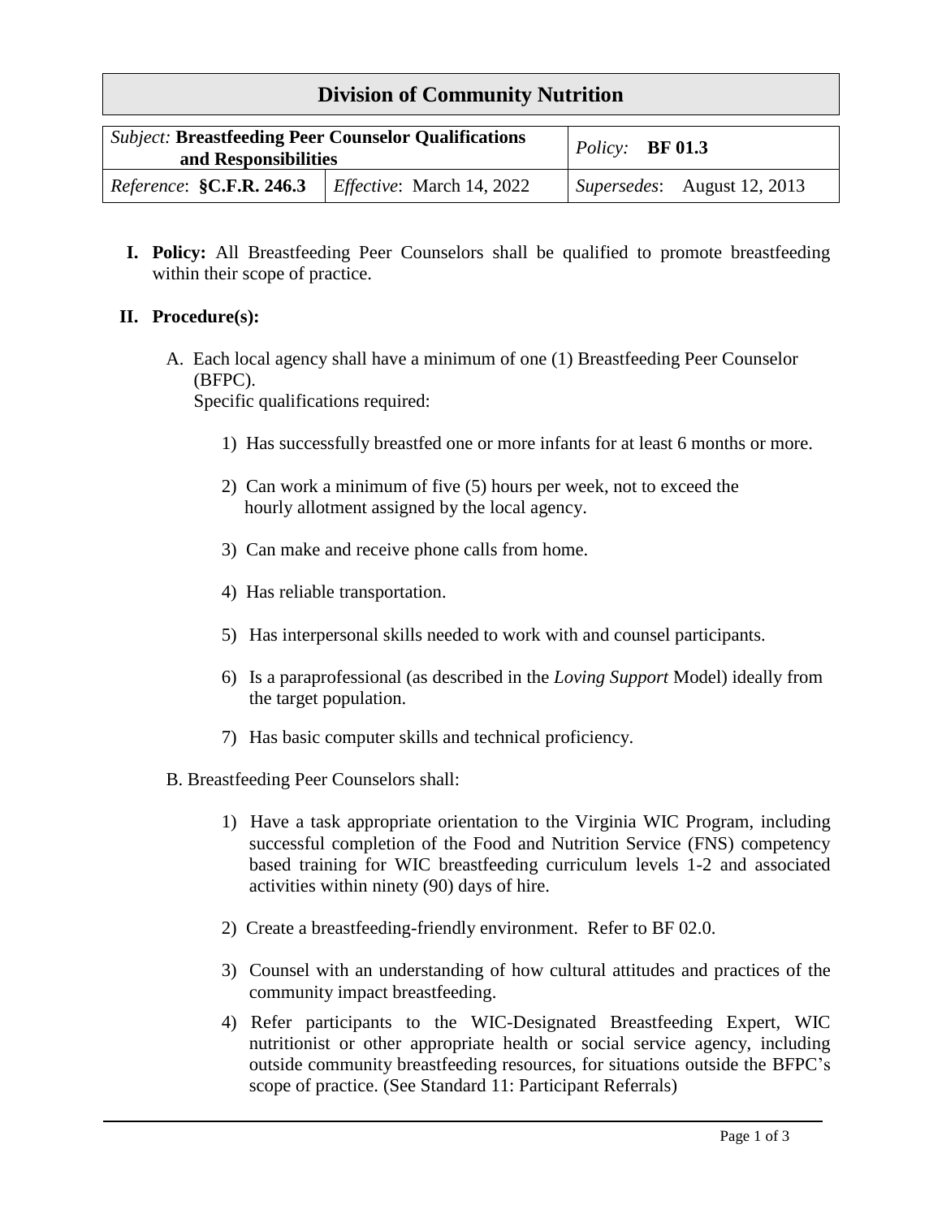# Division of Community Nutrition

| *Subject:* **Breastfeeding Peer Counselor Qualifications and Responsibilities** | | *Policy:* **BF 01.3** |
|---|---|---|
| *Reference*: **§C.F.R. 246.3** | *Effective*: March 14, 2022 | *Supersedes*: August 12, 2013 |

**I. Policy:** All Breastfeeding Peer Counselors shall be qualified to promote breastfeeding within their scope of practice.

**II. Procedure(s):**

A. Each local agency shall have a minimum of one (1) Breastfeeding Peer Counselor (BFPC).
Specific qualifications required:

1) Has successfully breastfed one or more infants for at least 6 months or more.

2) Can work a minimum of five (5) hours per week, not to exceed the hourly allotment assigned by the local agency.

3) Can make and receive phone calls from home.

4) Has reliable transportation.

5) Has interpersonal skills needed to work with and counsel participants.

6) Is a paraprofessional (as described in the *Loving Support* Model) ideally from the target population.

7) Has basic computer skills and technical proficiency.

B. Breastfeeding Peer Counselors shall:

1) Have a task appropriate orientation to the Virginia WIC Program, including successful completion of the Food and Nutrition Service (FNS) competency based training for WIC breastfeeding curriculum levels 1-2 and associated activities within ninety (90) days of hire.

2) Create a breastfeeding-friendly environment. Refer to BF 02.0.

3) Counsel with an understanding of how cultural attitudes and practices of the community impact breastfeeding.

4) Refer participants to the WIC-Designated Breastfeeding Expert, WIC nutritionist or other appropriate health or social service agency, including outside community breastfeeding resources, for situations outside the BFPC's scope of practice. (See Standard 11: Participant Referrals)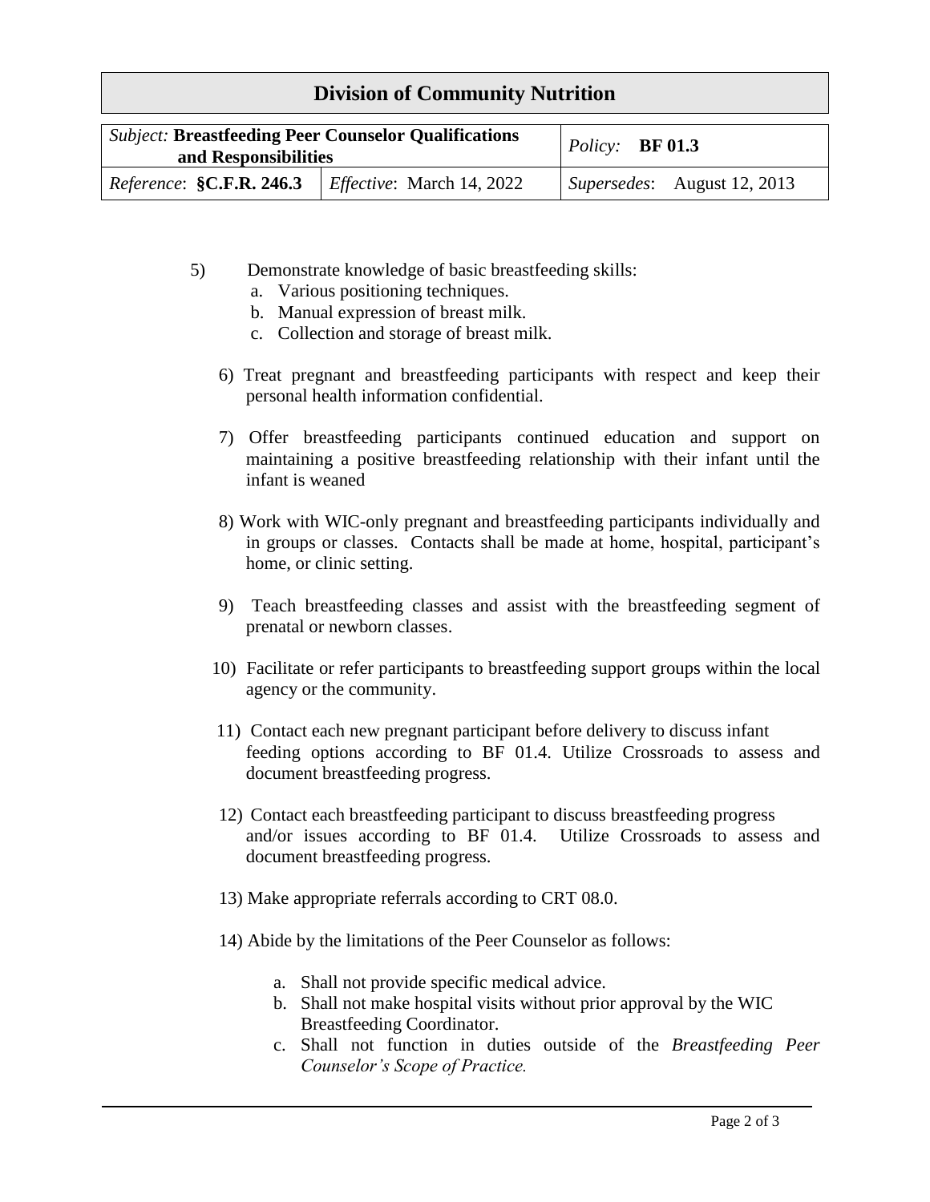5) Demonstrate knowledge of basic breastfeeding skills:
   a. Various positioning techniques.
   b. Manual expression of breast milk.
   c. Collection and storage of breast milk.

6) Treat pregnant and breastfeeding participants with respect and keep their personal health information confidential.

7) Offer breastfeeding participants continued education and support on maintaining a positive breastfeeding relationship with their infant until the infant is weaned

8) Work with WIC-only pregnant and breastfeeding participants individually and in groups or classes. Contacts shall be made at home, hospital, participant's home, or clinic setting.

9) Teach breastfeeding classes and assist with the breastfeeding segment of prenatal or newborn classes.

10) Facilitate or refer participants to breastfeeding support groups within the local agency or the community.

11) Contact each new pregnant participant before delivery to discuss infant feeding options according to BF 01.4. Utilize Crossroads to assess and document breastfeeding progress.

12) Contact each breastfeeding participant to discuss breastfeeding progress and/or issues according to BF 01.4. Utilize Crossroads to assess and document breastfeeding progress.

13) Make appropriate referrals according to CRT 08.0.

14) Abide by the limitations of the Peer Counselor as follows:

    a. Shall not provide specific medical advice.
    b. Shall not make hospital visits without prior approval by the WIC Breastfeeding Coordinator.
    c. Shall not function in duties outside of the *Breastfeeding Peer Counselor's Scope of Practice.*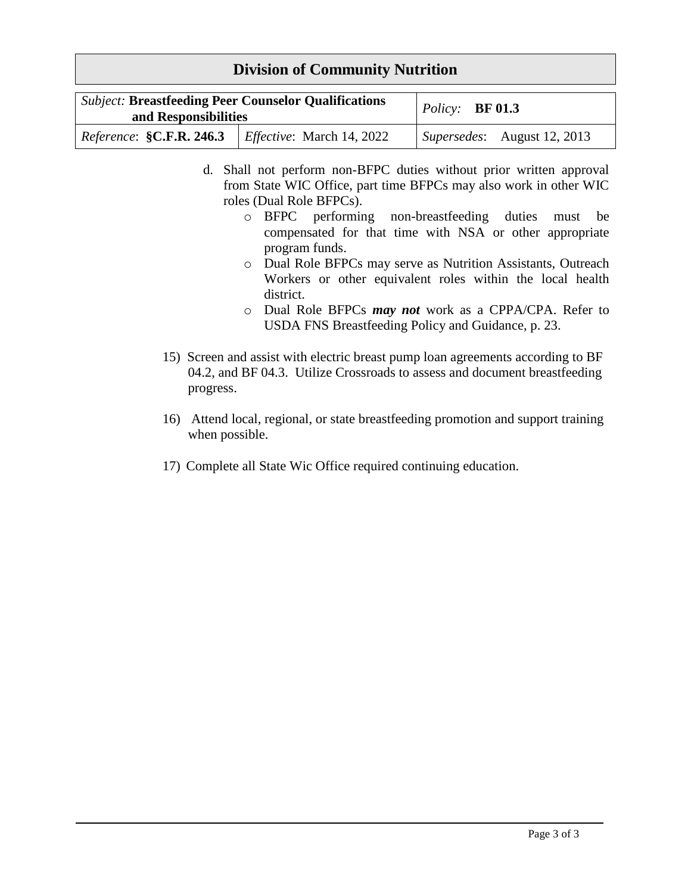d. Shall not perform non-BFPC duties without prior written approval from State WIC Office, part time BFPCs may also work in other WIC roles (Dual Role BFPCs).
   - BFPC performing non-breastfeeding duties must be compensated for that time with NSA or other appropriate program funds.
   - Dual Role BFPCs may serve as Nutrition Assistants, Outreach Workers or other equivalent roles within the local health district.
   - Dual Role BFPCs ***may not*** work as a CPPA/CPA. Refer to USDA FNS Breastfeeding Policy and Guidance, p. 23.

15) Screen and assist with electric breast pump loan agreements according to BF 04.2, and BF 04.3. Utilize Crossroads to assess and document breastfeeding progress.

16) Attend local, regional, or state breastfeeding promotion and support training when possible.

17) Complete all State Wic Office required continuing education.